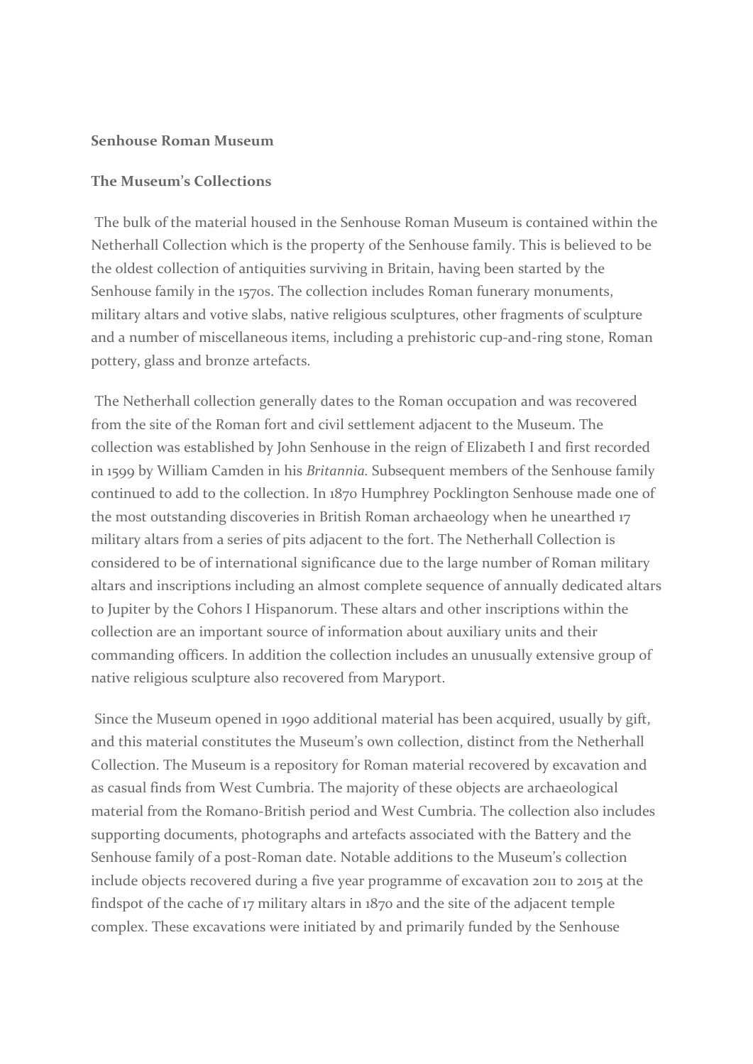**Senhouse Roman Museum**

**The Museum's Collections**

The bulk of the material housed in the Senhouse Roman Museum is contained within the Netherhall Collection which is the property of the Senhouse family. This is believed to be the oldest collection of antiquities surviving in Britain, having been started by the Senhouse family in the 1570s. The collection includes Roman funerary monuments, military altars and votive slabs, native religious sculptures, other fragments of sculpture and a number of miscellaneous items, including a prehistoric cup-and-ring stone, Roman pottery, glass and bronze artefacts.

The Netherhall collection generally dates to the Roman occupation and was recovered from the site of the Roman fort and civil settlement adjacent to the Museum. The collection was established by John Senhouse in the reign of Elizabeth I and first recorded in 1599 by William Camden in his *Britannia.* Subsequent members of the Senhouse family continued to add to the collection. In 1870 Humphrey Pocklington Senhouse made one of the most outstanding discoveries in British Roman archaeology when he unearthed 17 military altars from a series of pits adjacent to the fort. The Netherhall Collection is considered to be of international significance due to the large number of Roman military altars and inscriptions including an almost complete sequence of annually dedicated altars to Jupiter by the Cohors I Hispanorum. These altars and other inscriptions within the collection are an important source of information about auxiliary units and their commanding officers. In addition the collection includes an unusually extensive group of native religious sculpture also recovered from Maryport.

Since the Museum opened in 1990 additional material has been acquired, usually by gift, and this material constitutes the Museum's own collection, distinct from the Netherhall Collection. The Museum is a repository for Roman material recovered by excavation and as casual finds from West Cumbria. The majority of these objects are archaeological material from the Romano-British period and West Cumbria. The collection also includes supporting documents, photographs and artefacts associated with the Battery and the Senhouse family of a post-Roman date. Notable additions to the Museum's collection include objects recovered during a five year programme of excavation 2011 to 2015 at the findspot of the cache of 17 military altars in 1870 and the site of the adjacent temple complex. These excavations were initiated by and primarily funded by the Senhouse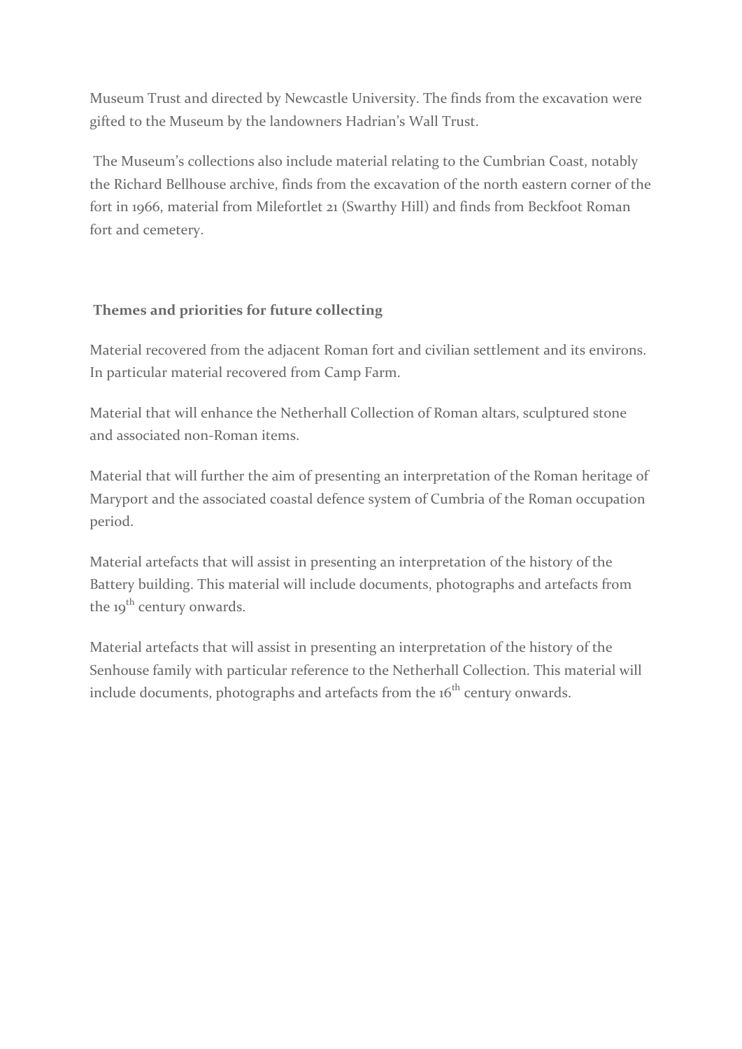Museum Trust and directed by Newcastle University. The finds from the excavation were gifted to the Museum by the landowners Hadrian's Wall Trust.

The Museum's collections also include material relating to the Cumbrian Coast, notably the Richard Bellhouse archive, finds from the excavation of the north eastern corner of the fort in 1966, material from Milefortlet 21 (Swarthy Hill) and finds from Beckfoot Roman fort and cemetery.

**Themes and priorities for future collecting**

Material recovered from the adjacent Roman fort and civilian settlement and its environs. In particular material recovered from Camp Farm.

Material that will enhance the Netherhall Collection of Roman altars, sculptured stone and associated non-Roman items.

Material that will further the aim of presenting an interpretation of the Roman heritage of Maryport and the associated coastal defence system of Cumbria of the Roman occupation period.

Material artefacts that will assist in presenting an interpretation of the history of the Battery building. This material will include documents, photographs and artefacts from the 19th century onwards.

Material artefacts that will assist in presenting an interpretation of the history of the Senhouse family with particular reference to the Netherhall Collection. This material will include documents, photographs and artefacts from the 16th century onwards.